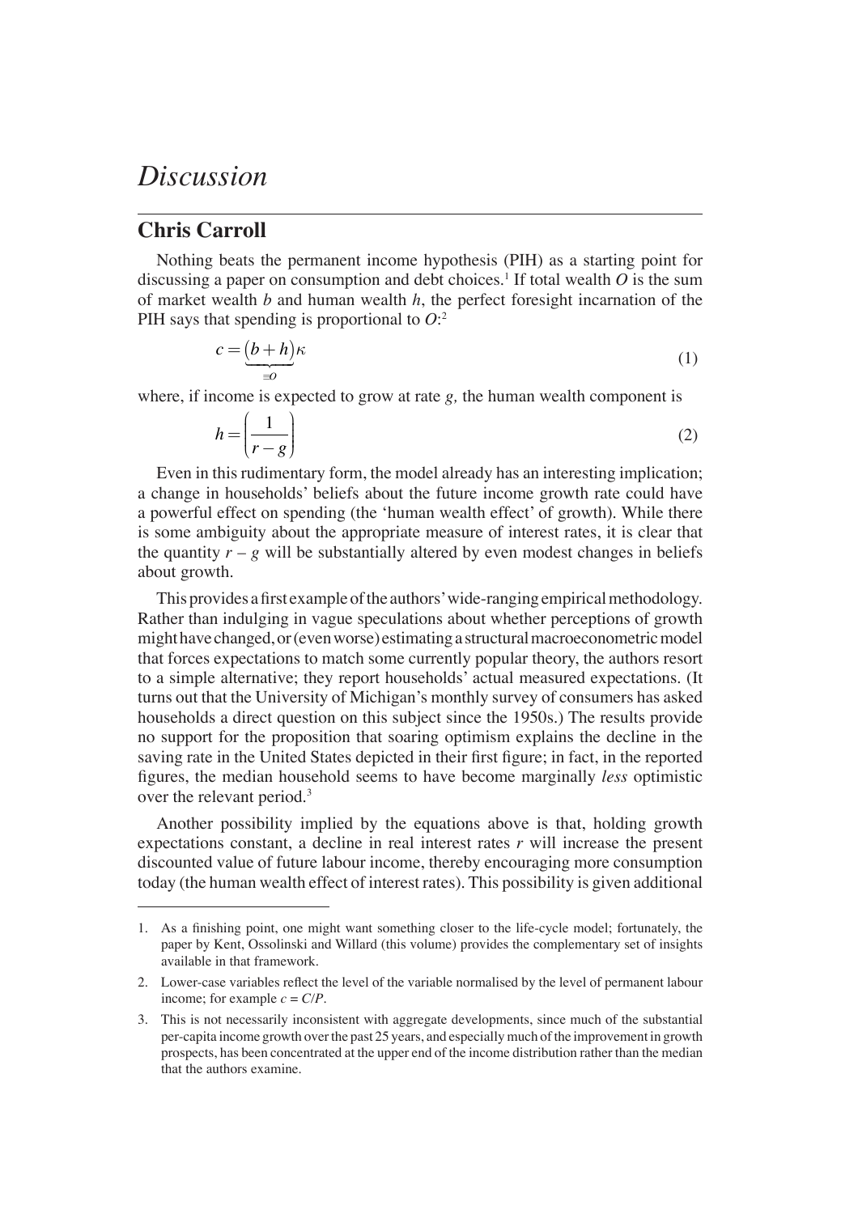# *Discussion*

## Chris Carroll

Nothing beats the permanent income hypothesis (PIH) as a starting point for discussing a paper on consumption and debt choices.[1] If total wealth $O$ is the sum of market wealth $b$ and human wealth $h$, the perfect foresight incarnation of the PIH says that spending is proportional to $O$:[2]

$$c = \underbrace{(b+h)}_{\equiv O}\kappa \tag{1}$$

where, if income is expected to grow at rate $g$, the human wealth component is

$$h = \left(\frac{1}{r-g}\right) \tag{2}$$

Even in this rudimentary form, the model already has an interesting implication; a change in households' beliefs about the future income growth rate could have a powerful effect on spending (the 'human wealth effect' of growth). While there is some ambiguity about the appropriate measure of interest rates, it is clear that the quantity $r - g$ will be substantially altered by even modest changes in beliefs about growth.

This provides a first example of the authors' wide-ranging empirical methodology. Rather than indulging in vague speculations about whether perceptions of growth might have changed, or (even worse) estimating a structural macroeconometric model that forces expectations to match some currently popular theory, the authors resort to a simple alternative; they report households' actual measured expectations. (It turns out that the University of Michigan's monthly survey of consumers has asked households a direct question on this subject since the 1950s.) The results provide no support for the proposition that soaring optimism explains the decline in the saving rate in the United States depicted in their first figure; in fact, in the reported figures, the median household seems to have become marginally *less* optimistic over the relevant period.[3]

Another possibility implied by the equations above is that, holding growth expectations constant, a decline in real interest rates $r$ will increase the present discounted value of future labour income, thereby encouraging more consumption today (the human wealth effect of interest rates). This possibility is given additional

---

1. As a finishing point, one might want something closer to the life-cycle model; fortunately, the paper by Kent, Ossolinski and Willard (this volume) provides the complementary set of insights available in that framework.
2. Lower-case variables reflect the level of the variable normalised by the level of permanent labour income; for example $c = C/P$.
3. This is not necessarily inconsistent with aggregate developments, since much of the substantial per-capita income growth over the past 25 years, and especially much of the improvement in growth prospects, has been concentrated at the upper end of the income distribution rather than the median that the authors examine.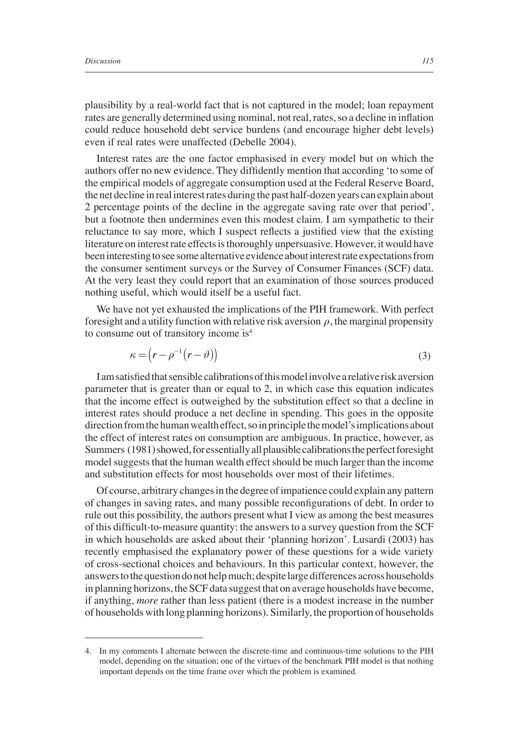plausibility by a real-world fact that is not captured in the model; loan repayment rates are generally determined using nominal, not real, rates, so a decline in inflation could reduce household debt service burdens (and encourage higher debt levels) even if real rates were unaffected (Debelle 2004).

Interest rates are the one factor emphasised in every model but on which the authors offer no new evidence. They diffidently mention that according 'to some of the empirical models of aggregate consumption used at the Federal Reserve Board, the net decline in real interest rates during the past half-dozen years can explain about 2 percentage points of the decline in the aggregate saving rate over that period', but a footnote then undermines even this modest claim. I am sympathetic to their reluctance to say more, which I suspect reflects a justified view that the existing literature on interest rate effects is thoroughly unpersuasive. However, it would have been interesting to see some alternative evidence about interest rate expectations from the consumer sentiment surveys or the Survey of Consumer Finances (SCF) data. At the very least they could report that an examination of those sources produced nothing useful, which would itself be a useful fact.

We have not yet exhausted the implications of the PIH framework. With perfect foresight and a utility function with relative risk aversion $\rho$, the marginal propensity to consume out of transitory income is[4]

$$\kappa = \left(r - \rho^{-1}\left(r - \vartheta\right)\right) \tag{3}$$

I am satisfied that sensible calibrations of this model involve a relative risk aversion parameter that is greater than or equal to 2, in which case this equation indicates that the income effect is outweighed by the substitution effect so that a decline in interest rates should produce a net decline in spending. This goes in the opposite direction from the human wealth effect, so in principle the model's implications about the effect of interest rates on consumption are ambiguous. In practice, however, as Summers (1981) showed, for essentially all plausible calibrations the perfect foresight model suggests that the human wealth effect should be much larger than the income and substitution effects for most households over most of their lifetimes.

Of course, arbitrary changes in the degree of impatience could explain any pattern of changes in saving rates, and many possible reconfigurations of debt. In order to rule out this possibility, the authors present what I view as among the best measures of this difficult-to-measure quantity: the answers to a survey question from the SCF in which households are asked about their 'planning horizon'. Lusardi (2003) has recently emphasised the explanatory power of these questions for a wide variety of cross-sectional choices and behaviours. In this particular context, however, the answers to the question do not help much; despite large differences across households in planning horizons, the SCF data suggest that on average households have become, if anything, *more* rather than less patient (there is a modest increase in the number of households with long planning horizons). Similarly, the proportion of households

4. In my comments I alternate between the discrete-time and continuous-time solutions to the PIH model, depending on the situation; one of the virtues of the benchmark PIH model is that nothing important depends on the time frame over which the problem is examined.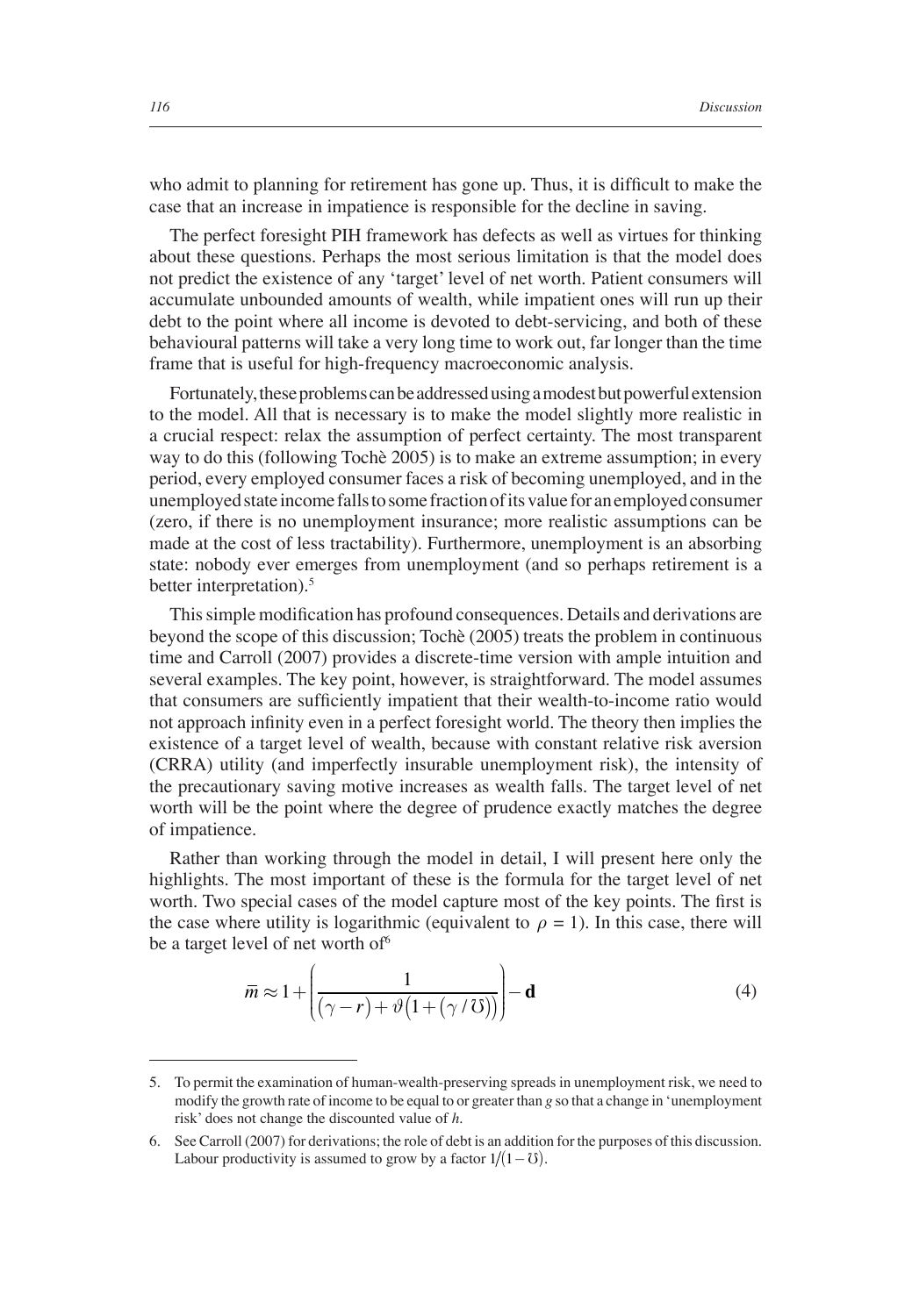who admit to planning for retirement has gone up. Thus, it is difficult to make the case that an increase in impatience is responsible for the decline in saving.

The perfect foresight PIH framework has defects as well as virtues for thinking about these questions. Perhaps the most serious limitation is that the model does not predict the existence of any 'target' level of net worth. Patient consumers will accumulate unbounded amounts of wealth, while impatient ones will run up their debt to the point where all income is devoted to debt-servicing, and both of these behavioural patterns will take a very long time to work out, far longer than the time frame that is useful for high-frequency macroeconomic analysis.

Fortunately, these problems can be addressed using a modest but powerful extension to the model. All that is necessary is to make the model slightly more realistic in a crucial respect: relax the assumption of perfect certainty. The most transparent way to do this (following Tochè 2005) is to make an extreme assumption; in every period, every employed consumer faces a risk of becoming unemployed, and in the unemployed state income falls to some fraction of its value for an employed consumer (zero, if there is no unemployment insurance; more realistic assumptions can be made at the cost of less tractability). Furthermore, unemployment is an absorbing state: nobody ever emerges from unemployment (and so perhaps retirement is a better interpretation).[5]

This simple modification has profound consequences. Details and derivations are beyond the scope of this discussion; Tochè (2005) treats the problem in continuous time and Carroll (2007) provides a discrete-time version with ample intuition and several examples. The key point, however, is straightforward. The model assumes that consumers are sufficiently impatient that their wealth-to-income ratio would not approach infinity even in a perfect foresight world. The theory then implies the existence of a target level of wealth, because with constant relative risk aversion (CRRA) utility (and imperfectly insurable unemployment risk), the intensity of the precautionary saving motive increases as wealth falls. The target level of net worth will be the point where the degree of prudence exactly matches the degree of impatience.

Rather than working through the model in detail, I will present here only the highlights. The most important of these is the formula for the target level of net worth. Two special cases of the model capture most of the key points. The first is the case where utility is logarithmic (equivalent to $\rho = 1$). In this case, there will be a target level of net worth of[6]

$$\bar{m} \approx 1 + \left( \frac{1}{(\gamma - r) + \vartheta\left(1 + (\gamma / \mho)\right)} \right) - \mathbf{d} \tag{4}$$

---

5. To permit the examination of human-wealth-preserving spreads in unemployment risk, we need to modify the growth rate of income to be equal to or greater than $g$ so that a change in 'unemployment risk' does not change the discounted value of $h$.

6. See Carroll (2007) for derivations; the role of debt is an addition for the purposes of this discussion. Labour productivity is assumed to grow by a factor $1/(1 - \mho)$.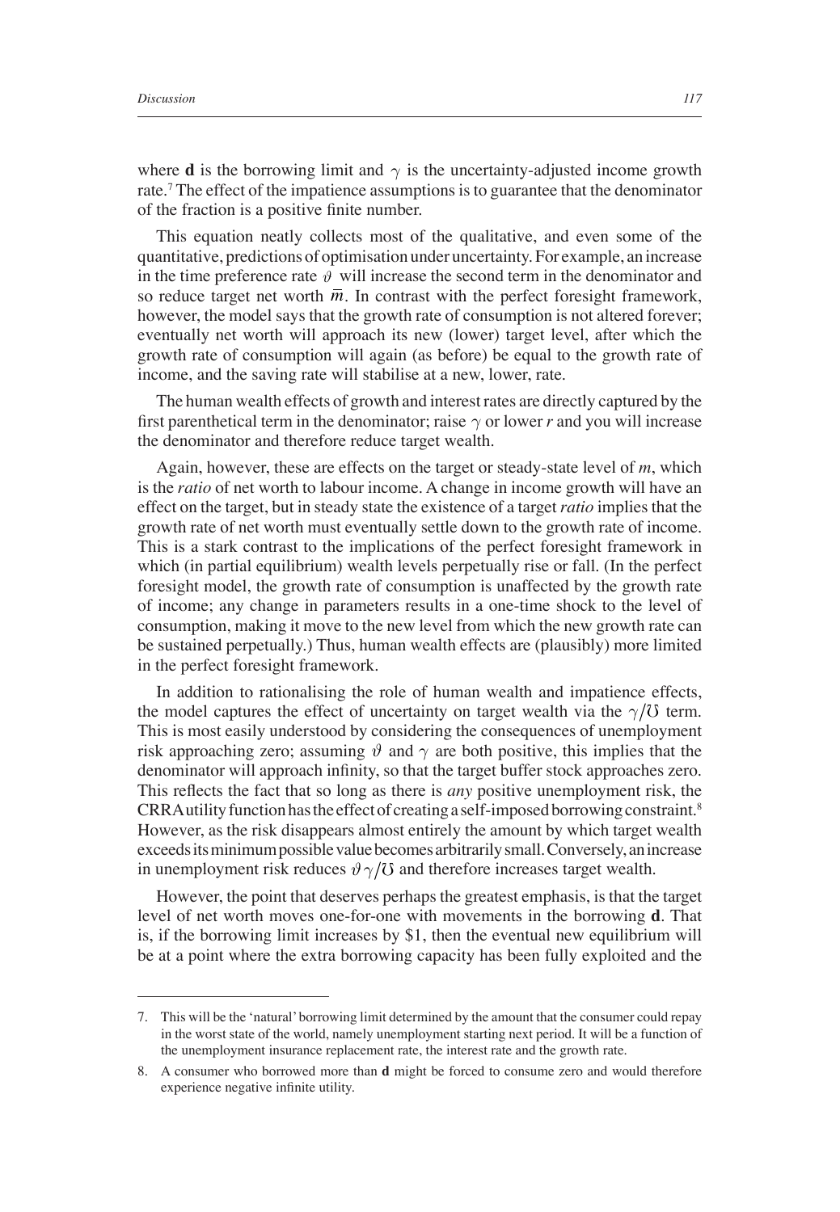where $\mathbf{d}$ is the borrowing limit and $\gamma$ is the uncertainty-adjusted income growth rate.[7] The effect of the impatience assumptions is to guarantee that the denominator of the fraction is a positive finite number.

This equation neatly collects most of the qualitative, and even some of the quantitative, predictions of optimisation under uncertainty. For example, an increase in the time preference rate $\vartheta$ will increase the second term in the denominator and so reduce target net worth $\bar{m}$. In contrast with the perfect foresight framework, however, the model says that the growth rate of consumption is not altered forever; eventually net worth will approach its new (lower) target level, after which the growth rate of consumption will again (as before) be equal to the growth rate of income, and the saving rate will stabilise at a new, lower, rate.

The human wealth effects of growth and interest rates are directly captured by the first parenthetical term in the denominator; raise $\gamma$ or lower $r$ and you will increase the denominator and therefore reduce target wealth.

Again, however, these are effects on the target or steady-state level of $m$, which is the *ratio* of net worth to labour income. A change in income growth will have an effect on the target, but in steady state the existence of a target *ratio* implies that the growth rate of net worth must eventually settle down to the growth rate of income. This is a stark contrast to the implications of the perfect foresight framework in which (in partial equilibrium) wealth levels perpetually rise or fall. (In the perfect foresight model, the growth rate of consumption is unaffected by the growth rate of income; any change in parameters results in a one-time shock to the level of consumption, making it move to the new level from which the new growth rate can be sustained perpetually.) Thus, human wealth effects are (plausibly) more limited in the perfect foresight framework.

In addition to rationalising the role of human wealth and impatience effects, the model captures the effect of uncertainty on target wealth via the $\gamma/\mho$ term. This is most easily understood by considering the consequences of unemployment risk approaching zero; assuming $\vartheta$ and $\gamma$ are both positive, this implies that the denominator will approach infinity, so that the target buffer stock approaches zero. This reflects the fact that so long as there is *any* positive unemployment risk, the CRRA utility function has the effect of creating a self-imposed borrowing constraint.[8] However, as the risk disappears almost entirely the amount by which target wealth exceeds its minimum possible value becomes arbitrarily small. Conversely, an increase in unemployment risk reduces $\vartheta\gamma/\mho$ and therefore increases target wealth.

However, the point that deserves perhaps the greatest emphasis, is that the target level of net worth moves one-for-one with movements in the borrowing $\mathbf{d}$. That is, if the borrowing limit increases by \$1, then the eventual new equilibrium will be at a point where the extra borrowing capacity has been fully exploited and the

---

7. This will be the 'natural' borrowing limit determined by the amount that the consumer could repay in the worst state of the world, namely unemployment starting next period. It will be a function of the unemployment insurance replacement rate, the interest rate and the growth rate.

8. A consumer who borrowed more than $\mathbf{d}$ might be forced to consume zero and would therefore experience negative infinite utility.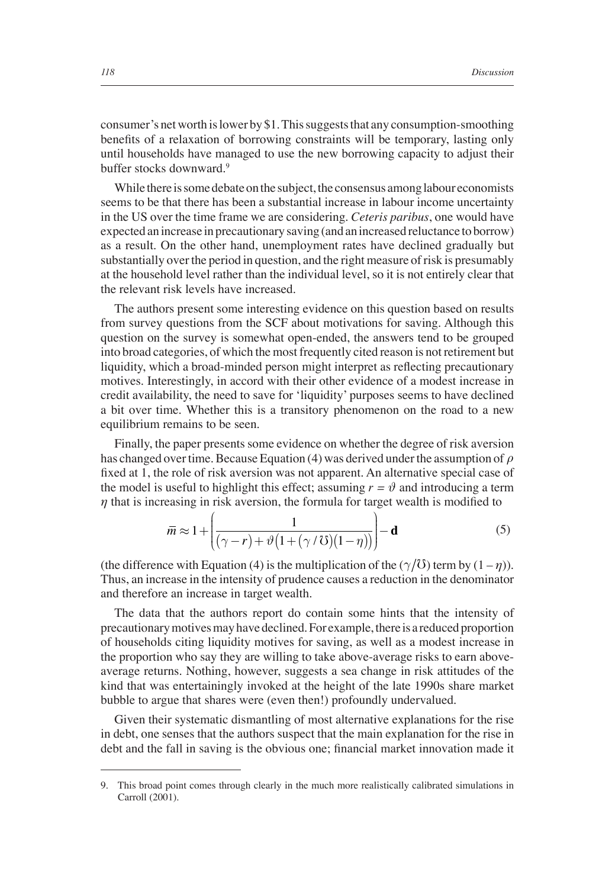consumer's net worth is lower by \$1. This suggests that any consumption-smoothing benefits of a relaxation of borrowing constraints will be temporary, lasting only until households have managed to use the new borrowing capacity to adjust their buffer stocks downward.[9]

While there is some debate on the subject, the consensus among labour economists seems to be that there has been a substantial increase in labour income uncertainty in the US over the time frame we are considering. *Ceteris paribus*, one would have expected an increase in precautionary saving (and an increased reluctance to borrow) as a result. On the other hand, unemployment rates have declined gradually but substantially over the period in question, and the right measure of risk is presumably at the household level rather than the individual level, so it is not entirely clear that the relevant risk levels have increased.

The authors present some interesting evidence on this question based on results from survey questions from the SCF about motivations for saving. Although this question on the survey is somewhat open-ended, the answers tend to be grouped into broad categories, of which the most frequently cited reason is not retirement but liquidity, which a broad-minded person might interpret as reflecting precautionary motives. Interestingly, in accord with their other evidence of a modest increase in credit availability, the need to save for 'liquidity' purposes seems to have declined a bit over time. Whether this is a transitory phenomenon on the road to a new equilibrium remains to be seen.

Finally, the paper presents some evidence on whether the degree of risk aversion has changed over time. Because Equation (4) was derived under the assumption of $\rho$ fixed at 1, the role of risk aversion was not apparent. An alternative special case of the model is useful to highlight this effect; assuming $r = \vartheta$ and introducing a term $\eta$ that is increasing in risk aversion, the formula for target wealth is modified to

$$\bar{m} \approx 1 + \left( \frac{1}{(\gamma - r) + \vartheta\left(1 + (\gamma / \mho)(1 - \eta)\right)} \right) - \mathbf{d} \tag{5}$$

(the difference with Equation (4) is the multiplication of the $(\gamma/\mho)$ term by $(1 - \eta)$). Thus, an increase in the intensity of prudence causes a reduction in the denominator and therefore an increase in target wealth.

The data that the authors report do contain some hints that the intensity of precautionary motives may have declined. For example, there is a reduced proportion of households citing liquidity motives for saving, as well as a modest increase in the proportion who say they are willing to take above-average risks to earn above-average returns. Nothing, however, suggests a sea change in risk attitudes of the kind that was entertainingly invoked at the height of the late 1990s share market bubble to argue that shares were (even then!) profoundly undervalued.

Given their systematic dismantling of most alternative explanations for the rise in debt, one senses that the authors suspect that the main explanation for the rise in debt and the fall in saving is the obvious one; financial market innovation made it

---

9. This broad point comes through clearly in the much more realistically calibrated simulations in Carroll (2001).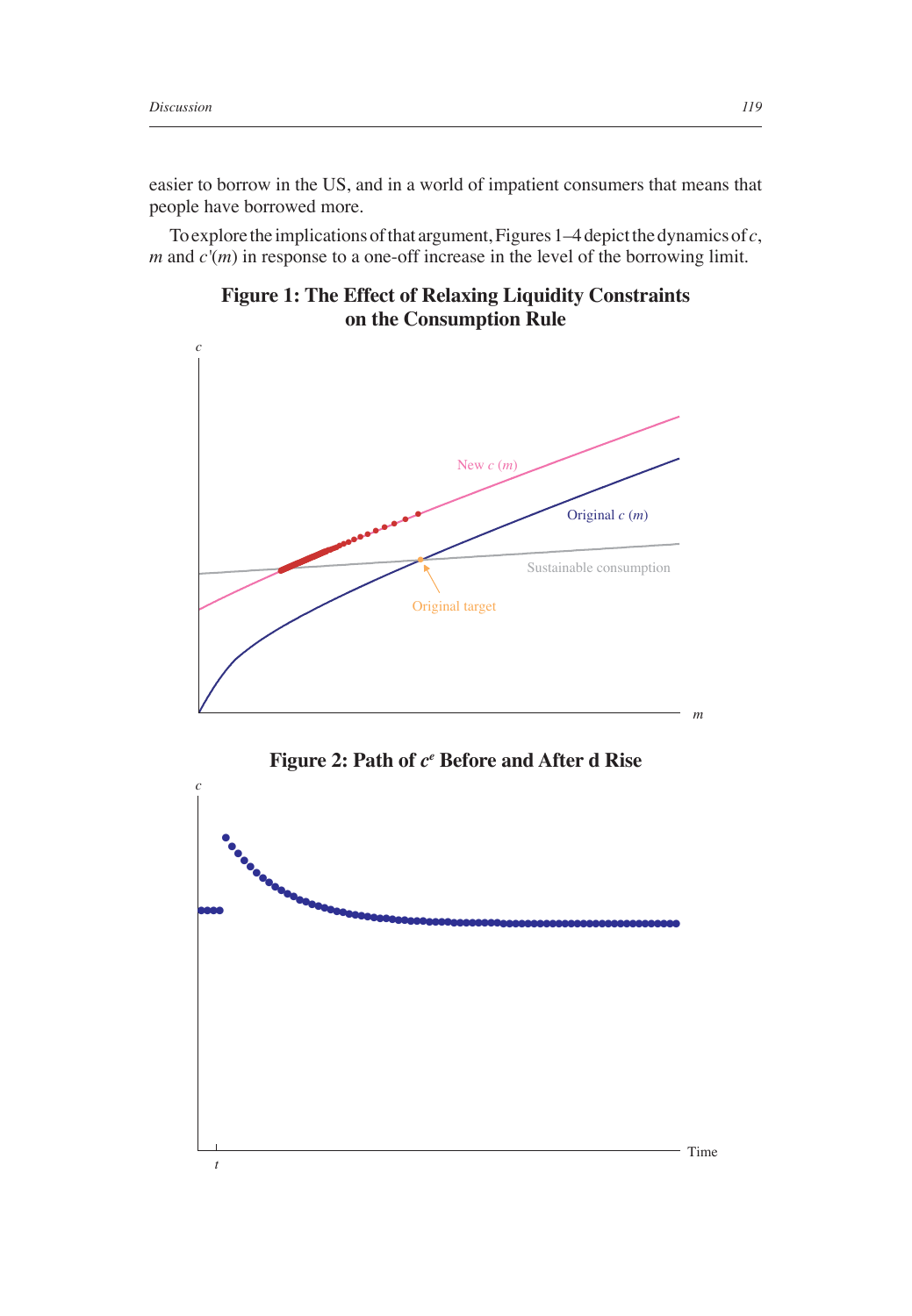easier to borrow in the US, and in a world of impatient consumers that means that people have borrowed more.

To explore the implications of that argument, Figures 1–4 depict the dynamics of $c$, $m$ and $c'(m)$ in response to a one-off increase in the level of the borrowing limit.

**Figure 1: The Effect of Relaxing Liquidity Constraints on the Consumption Rule**

**Figure 2: Path of $c^e$ Before and After d Rise**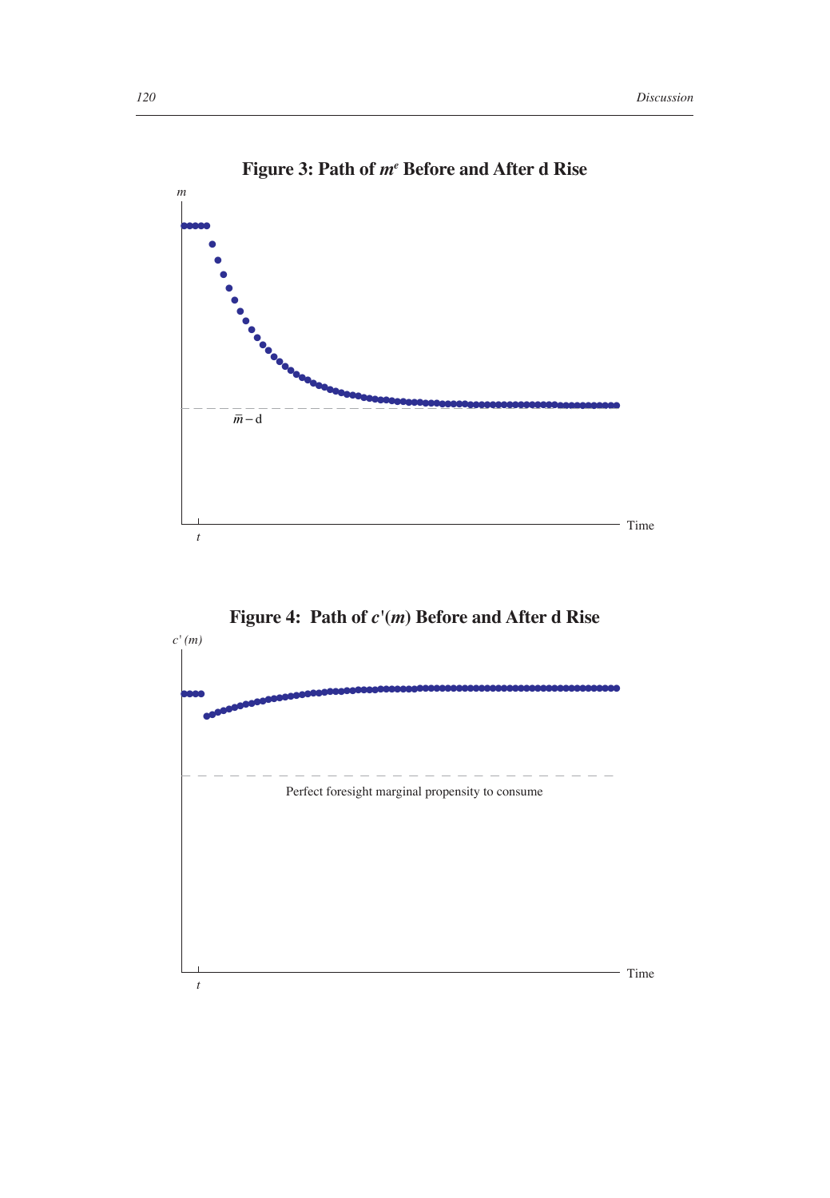**Figure 3: Path of $m^e$ Before and After d Rise**

**Figure 4: Path of $c'(m)$ Before and After d Rise**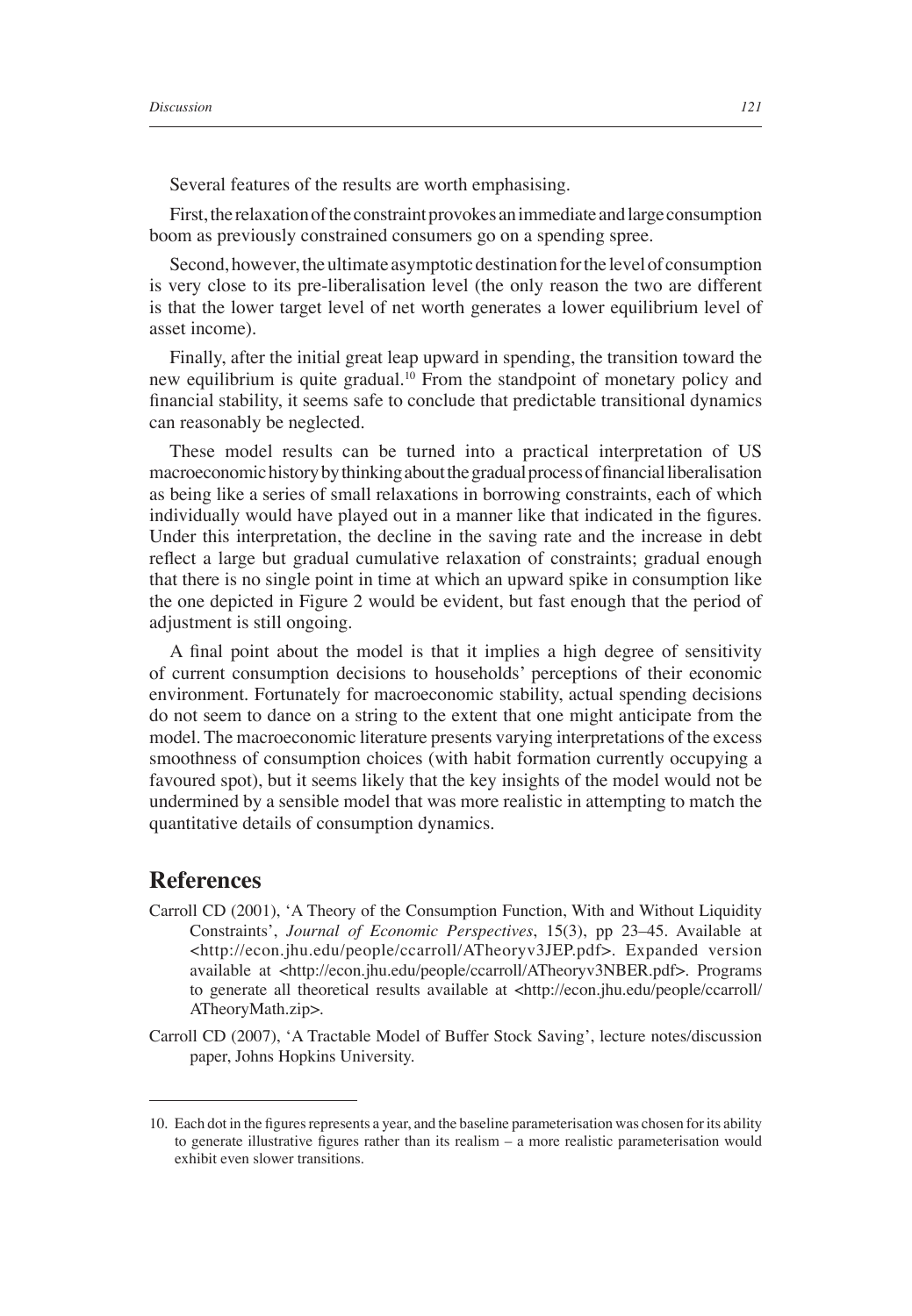Several features of the results are worth emphasising.

First, the relaxation of the constraint provokes an immediate and large consumption boom as previously constrained consumers go on a spending spree.

Second, however, the ultimate asymptotic destination for the level of consumption is very close to its pre-liberalisation level (the only reason the two are different is that the lower target level of net worth generates a lower equilibrium level of asset income).

Finally, after the initial great leap upward in spending, the transition toward the new equilibrium is quite gradual.[10] From the standpoint of monetary policy and financial stability, it seems safe to conclude that predictable transitional dynamics can reasonably be neglected.

These model results can be turned into a practical interpretation of US macroeconomic history by thinking about the gradual process of financial liberalisation as being like a series of small relaxations in borrowing constraints, each of which individually would have played out in a manner like that indicated in the figures. Under this interpretation, the decline in the saving rate and the increase in debt reflect a large but gradual cumulative relaxation of constraints; gradual enough that there is no single point in time at which an upward spike in consumption like the one depicted in Figure 2 would be evident, but fast enough that the period of adjustment is still ongoing.

A final point about the model is that it implies a high degree of sensitivity of current consumption decisions to households' perceptions of their economic environment. Fortunately for macroeconomic stability, actual spending decisions do not seem to dance on a string to the extent that one might anticipate from the model. The macroeconomic literature presents varying interpretations of the excess smoothness of consumption choices (with habit formation currently occupying a favoured spot), but it seems likely that the key insights of the model would not be undermined by a sensible model that was more realistic in attempting to match the quantitative details of consumption dynamics.

## References

Carroll CD (2001), 'A Theory of the Consumption Function, With and Without Liquidity Constraints', *Journal of Economic Perspectives*, 15(3), pp 23–45. Available at <http://econ.jhu.edu/people/ccarroll/ATheoryv3JEP.pdf>. Expanded version available at <http://econ.jhu.edu/people/ccarroll/ATheoryv3NBER.pdf>. Programs to generate all theoretical results available at <http://econ.jhu.edu/people/ccarroll/ATheoryMath.zip>.

Carroll CD (2007), 'A Tractable Model of Buffer Stock Saving', lecture notes/discussion paper, Johns Hopkins University.

---

10. Each dot in the figures represents a year, and the baseline parameterisation was chosen for its ability to generate illustrative figures rather than its realism – a more realistic parameterisation would exhibit even slower transitions.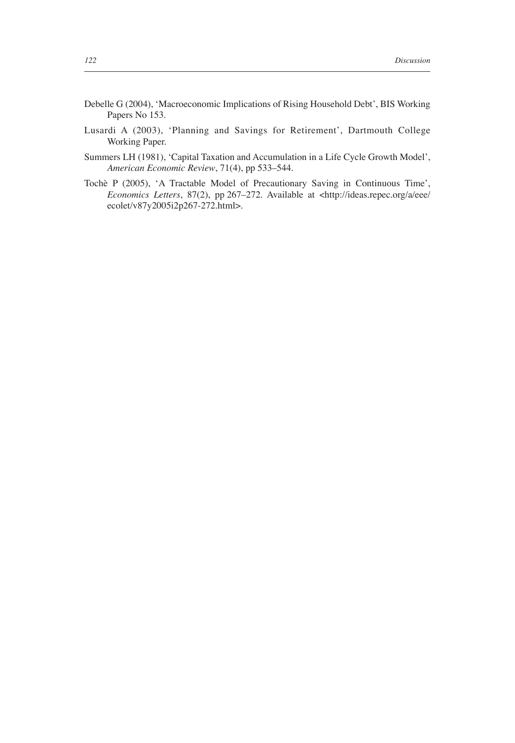Debelle G (2004), 'Macroeconomic Implications of Rising Household Debt', BIS Working Papers No 153.

Lusardi A (2003), 'Planning and Savings for Retirement', Dartmouth College Working Paper.

Summers LH (1981), 'Capital Taxation and Accumulation in a Life Cycle Growth Model', *American Economic Review*, 71(4), pp 533–544.

Tochè P (2005), 'A Tractable Model of Precautionary Saving in Continuous Time', *Economics Letters*, 87(2), pp 267–272. Available at <http://ideas.repec.org/a/eee/ecolet/v87y2005i2p267-272.html>.